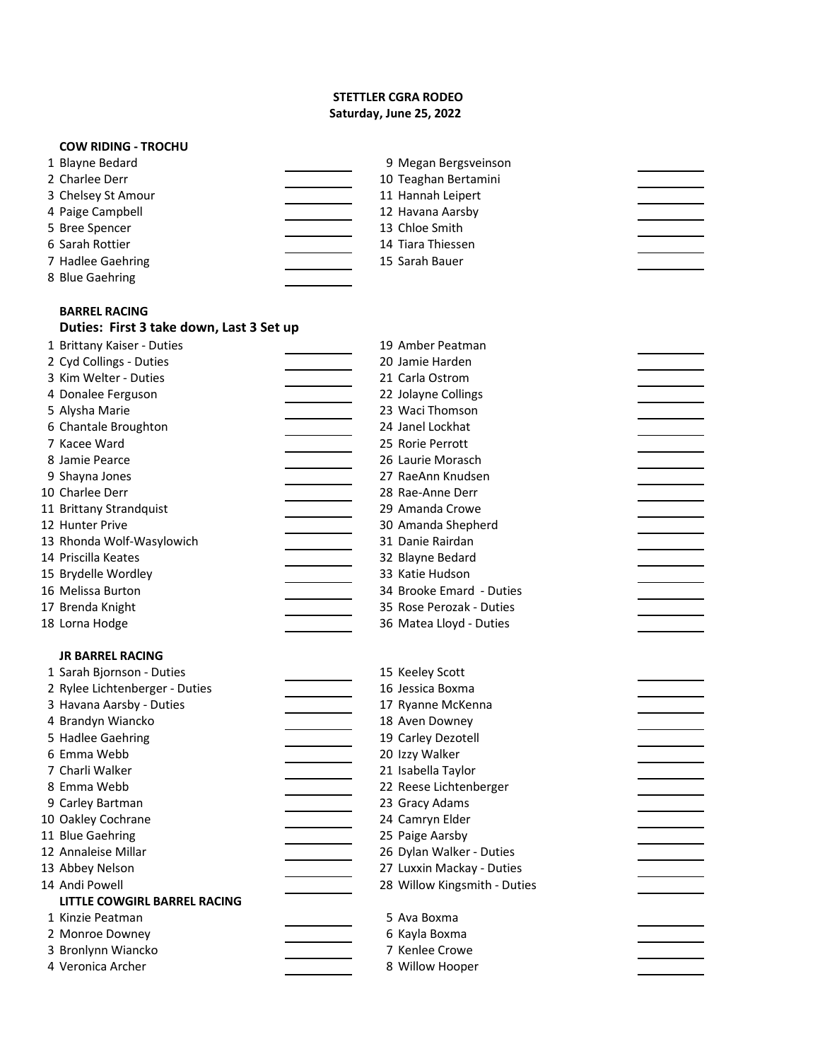# STETTLER CGRA RODEO
## Saturday, June 25, 2022

### COW RIDING - TROCHU

1. Blayne Bedard
2. Charlee Derr
3. Chelsey St Amour
4. Paige Campbell
5. Bree Spencer
6. Sarah Rottier
7. Hadlee Gaehring
8. Blue Gaehring
9. Megan Bergsveinson
10. Teaghan Bertamini
11. Hannah Leipert
12. Havana Aarsby
13. Chloe Smith
14. Tiara Thiessen
15. Sarah Bauer

### BARREL RACING

**Duties: First 3 take down, Last 3 Set up**

1. Brittany Kaiser - Duties
2. Cyd Collings - Duties
3. Kim Welter - Duties
4. Donalee Ferguson
5. Alysha Marie
6. Chantale Broughton
7. Kacee Ward
8. Jamie Pearce
9. Shayna Jones
10. Charlee Derr
11. Brittany Strandquist
12. Hunter Prive
13. Rhonda Wolf-Wasylowich
14. Priscilla Keates
15. Brydelle Wordley
16. Melissa Burton
17. Brenda Knight
18. Lorna Hodge
19. Amber Peatman
20. Jamie Harden
21. Carla Ostrom
22. Jolayne Collings
23. Waci Thomson
24. Janel Lockhat
25. Rorie Perrott
26. Laurie Morasch
27. RaeAnn Knudsen
28. Rae-Anne Derr
29. Amanda Crowe
30. Amanda Shepherd
31. Danie Rairdan
32. Blayne Bedard
33. Katie Hudson
34. Brooke Emard - Duties
35. Rose Perozak - Duties
36. Matea Lloyd - Duties

### JR BARREL RACING

1. Sarah Bjornson - Duties
2. Rylee Lichtenberger - Duties
3. Havana Aarsby - Duties
4. Brandyn Wiancko
5. Hadlee Gaehring
6. Emma Webb
7. Charli Walker
8. Emma Webb
9. Carley Bartman
10. Oakley Cochrane
11. Blue Gaehring
12. Annaleise Millar
13. Abbey Nelson
14. Andi Powell
15. Keeley Scott
16. Jessica Boxma
17. Ryanne McKenna
18. Aven Downey
19. Carley Dezotell
20. Izzy Walker
21. Isabella Taylor
22. Reese Lichtenberger
23. Gracy Adams
24. Camryn Elder
25. Paige Aarsby
26. Dylan Walker - Duties
27. Luxxin Mackay - Duties
28. Willow Kingsmith - Duties

### LITTLE COWGIRL BARREL RACING

1. Kinzie Peatman
2. Monroe Downey
3. Bronlynn Wiancko
4. Veronica Archer
5. Ava Boxma
6. Kayla Boxma
7. Kenlee Crowe
8. Willow Hooper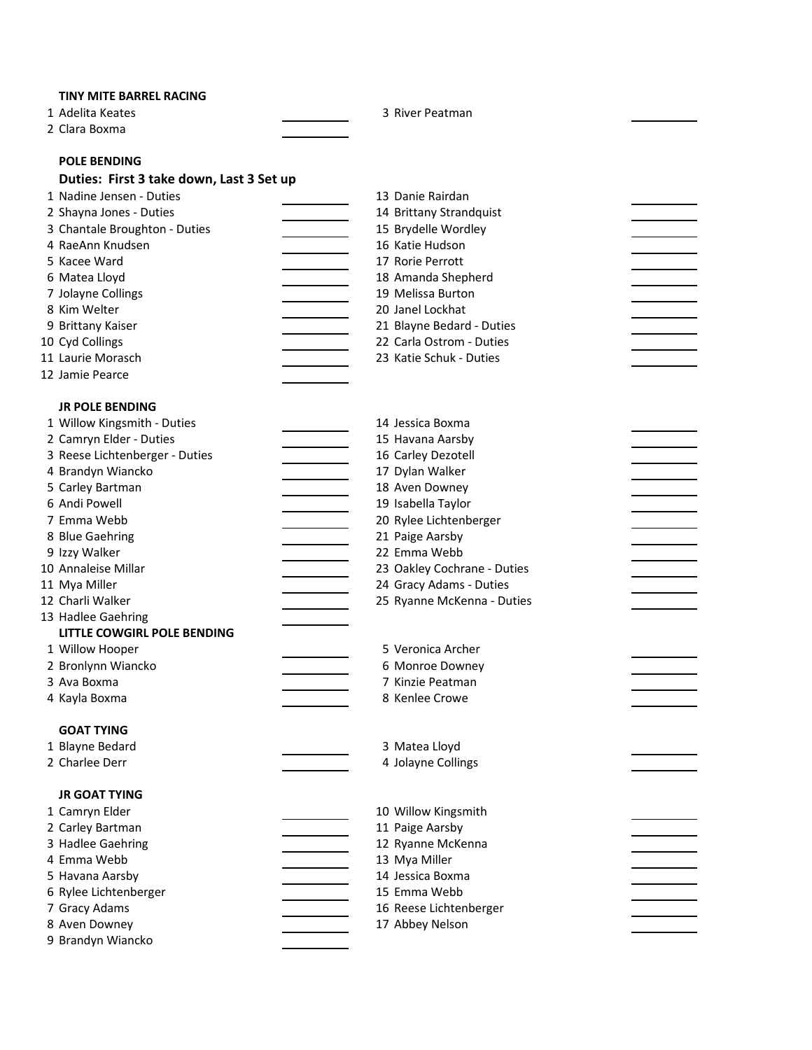**TINY MITE BARREL RACING**

1. Adelita Keates
2. Clara Boxma
3. River Peatman

**POLE BENDING**

**Duties: First 3 take down, Last 3 Set up**

1. Nadine Jensen - Duties
2. Shayna Jones - Duties
3. Chantale Broughton - Duties
4. RaeAnn Knudsen
5. Kacee Ward
6. Matea Lloyd
7. Jolayne Collings
8. Kim Welter
9. Brittany Kaiser
10. Cyd Collings
11. Laurie Morasch
12. Jamie Pearce
13. Danie Rairdan
14. Brittany Strandquist
15. Brydelle Wordley
16. Katie Hudson
17. Rorie Perrott
18. Amanda Shepherd
19. Melissa Burton
20. Janel Lockhat
21. Blayne Bedard - Duties
22. Carla Ostrom - Duties
23. Katie Schuk - Duties

**JR POLE BENDING**

1. Willow Kingsmith - Duties
2. Camryn Elder - Duties
3. Reese Lichtenberger - Duties
4. Brandyn Wiancko
5. Carley Bartman
6. Andi Powell
7. Emma Webb
8. Blue Gaehring
9. Izzy Walker
10. Annaleise Millar
11. Mya Miller
12. Charli Walker
13. Hadlee Gaehring
14. Jessica Boxma
15. Havana Aarsby
16. Carley Dezotell
17. Dylan Walker
18. Aven Downey
19. Isabella Taylor
20. Rylee Lichtenberger
21. Paige Aarsby
22. Emma Webb
23. Oakley Cochrane - Duties
24. Gracy Adams - Duties
25. Ryanne McKenna - Duties

**LITTLE COWGIRL POLE BENDING**

1. Willow Hooper
2. Bronlynn Wiancko
3. Ava Boxma
4. Kayla Boxma
5. Veronica Archer
6. Monroe Downey
7. Kinzie Peatman
8. Kenlee Crowe

**GOAT TYING**

1. Blayne Bedard
2. Charlee Derr
3. Matea Lloyd
4. Jolayne Collings

**JR GOAT TYING**

1. Camryn Elder
2. Carley Bartman
3. Hadlee Gaehring
4. Emma Webb
5. Havana Aarsby
6. Rylee Lichtenberger
7. Gracy Adams
8. Aven Downey
9. Brandyn Wiancko
10. Willow Kingsmith
11. Paige Aarsby
12. Ryanne McKenna
13. Mya Miller
14. Jessica Boxma
15. Emma Webb
16. Reese Lichtenberger
17. Abbey Nelson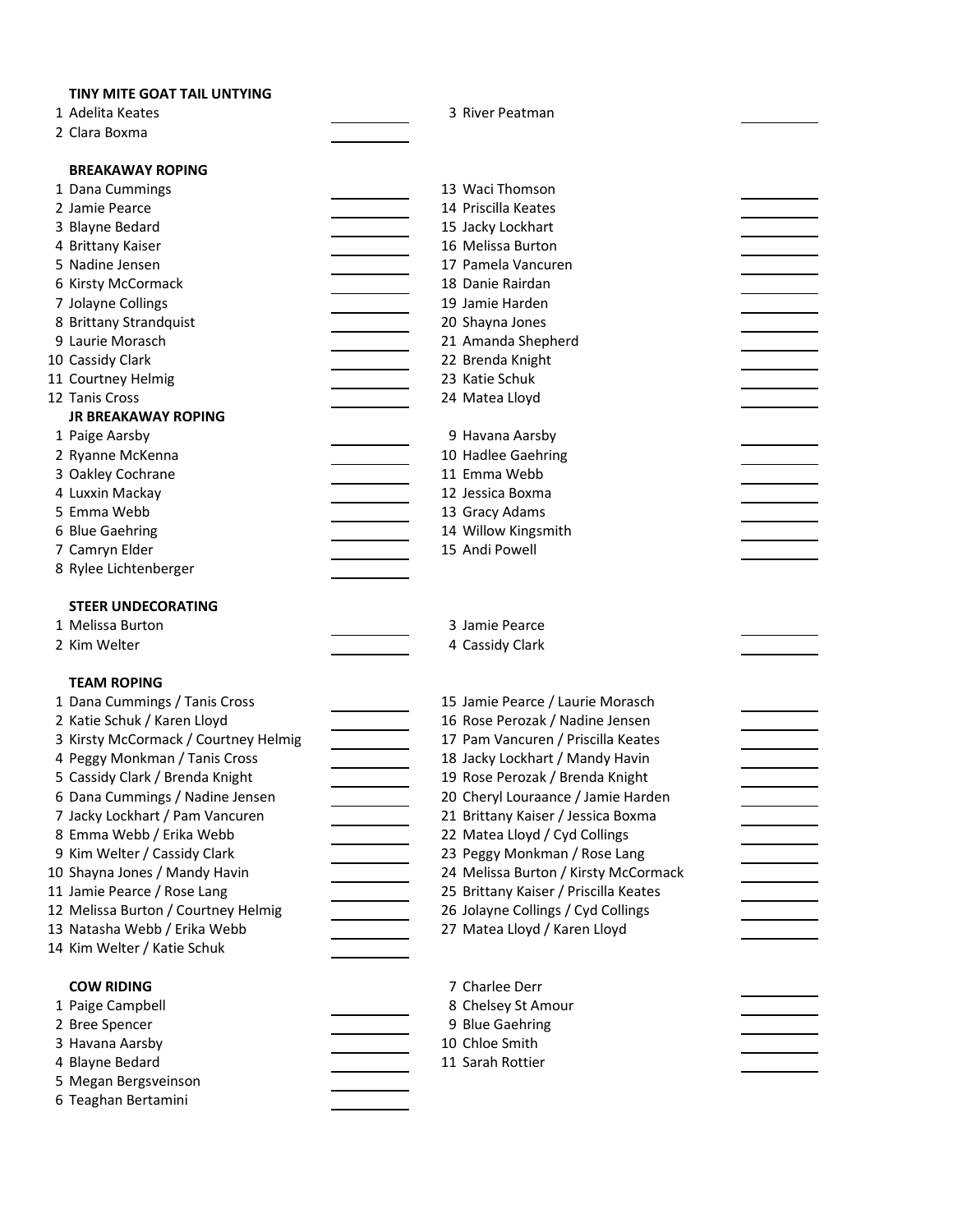**TINY MITE GOAT TAIL UNTYING**

1 Adelita Keates
2 Clara Boxma
3 River Peatman

**BREAKAWAY ROPING**

1 Dana Cummings
2 Jamie Pearce
3 Blayne Bedard
4 Brittany Kaiser
5 Nadine Jensen
6 Kirsty McCormack
7 Jolayne Collings
8 Brittany Strandquist
9 Laurie Morasch
10 Cassidy Clark
11 Courtney Helmig
12 Tanis Cross
13 Waci Thomson
14 Priscilla Keates
15 Jacky Lockhart
16 Melissa Burton
17 Pamela Vancuren
18 Danie Rairdan
19 Jamie Harden
20 Shayna Jones
21 Amanda Shepherd
22 Brenda Knight
23 Katie Schuk
24 Matea Lloyd

**JR BREAKAWAY ROPING**

1 Paige Aarsby
2 Ryanne McKenna
3 Oakley Cochrane
4 Luxxin Mackay
5 Emma Webb
6 Blue Gaehring
7 Camryn Elder
8 Rylee Lichtenberger
9 Havana Aarsby
10 Hadlee Gaehring
11 Emma Webb
12 Jessica Boxma
13 Gracy Adams
14 Willow Kingsmith
15 Andi Powell

**STEER UNDECORATING**

1 Melissa Burton
2 Kim Welter
3 Jamie Pearce
4 Cassidy Clark

**TEAM ROPING**

1 Dana Cummings / Tanis Cross
2 Katie Schuk / Karen Lloyd
3 Kirsty McCormack / Courtney Helmig
4 Peggy Monkman / Tanis Cross
5 Cassidy Clark / Brenda Knight
6 Dana Cummings / Nadine Jensen
7 Jacky Lockhart / Pam Vancuren
8 Emma Webb / Erika Webb
9 Kim Welter / Cassidy Clark
10 Shayna Jones / Mandy Havin
11 Jamie Pearce / Rose Lang
12 Melissa Burton / Courtney Helmig
13 Natasha Webb / Erika Webb
14 Kim Welter / Katie Schuk
15 Jamie Pearce / Laurie Morasch
16 Rose Perozak / Nadine Jensen
17 Pam Vancuren / Priscilla Keates
18 Jacky Lockhart / Mandy Havin
19 Rose Perozak / Brenda Knight
20 Cheryl Louraance / Jamie Harden
21 Brittany Kaiser / Jessica Boxma
22 Matea Lloyd / Cyd Collings
23 Peggy Monkman / Rose Lang
24 Melissa Burton / Kirsty McCormack
25 Brittany Kaiser / Priscilla Keates
26 Jolayne Collings / Cyd Collings
27 Matea Lloyd / Karen Lloyd

**COW RIDING**

1 Paige Campbell
2 Bree Spencer
3 Havana Aarsby
4 Blayne Bedard
5 Megan Bergsveinson
6 Teaghan Bertamini
7 Charlee Derr
8 Chelsey St Amour
9 Blue Gaehring
10 Chloe Smith
11 Sarah Rottier